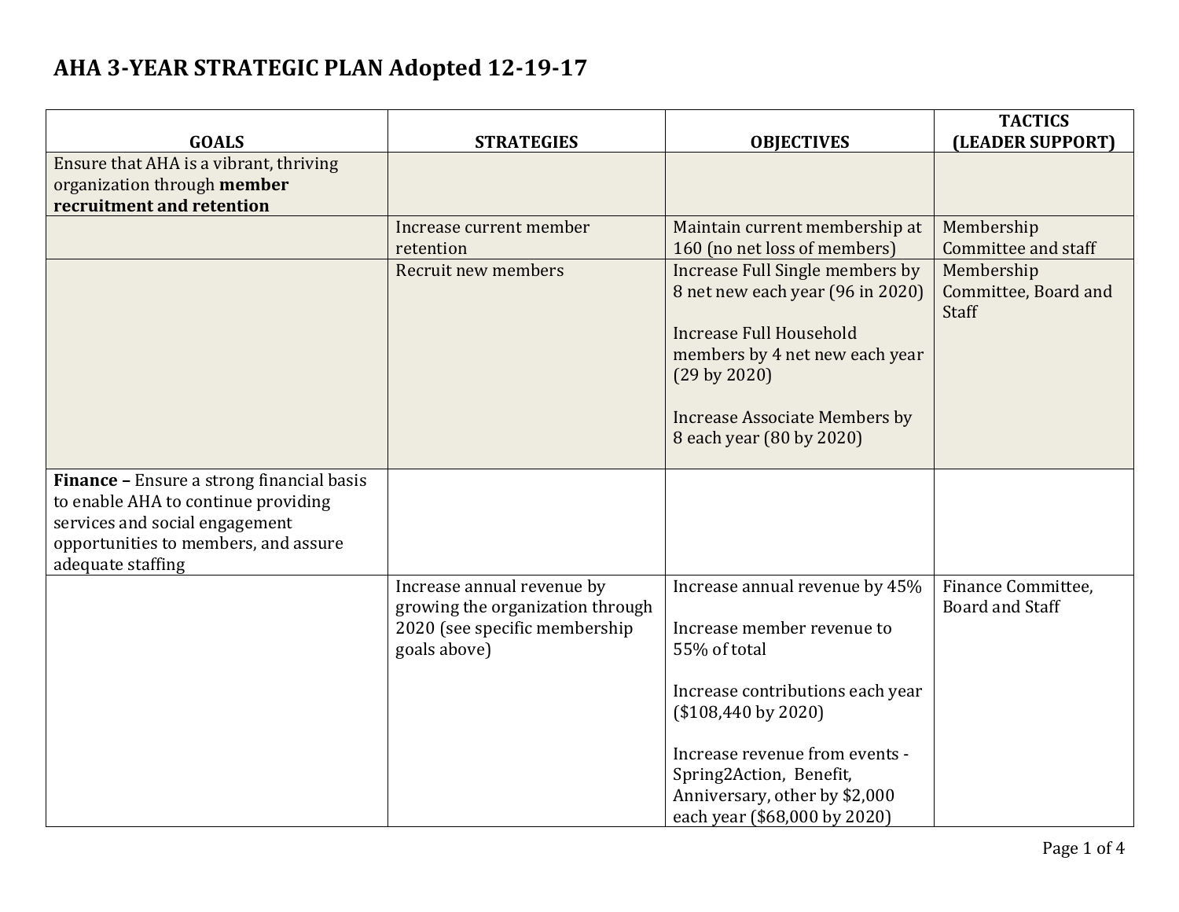# AHA 3-YEAR STRATEGIC PLAN Adopted 12-19-17

| GOALS | STRATEGIES | OBJECTIVES | TACTICS (LEADER SUPPORT) |
|---|---|---|---|
| Ensure that AHA is a vibrant, thriving organization through **member recruitment and retention** | | | |
| | Increase current member retention | Maintain current membership at 160 (no net loss of members) | Membership Committee and staff |
| | Recruit new members | Increase Full Single members by 8 net new each year (96 in 2020)<br><br>Increase Full Household members by 4 net new each year (29 by 2020)<br><br>Increase Associate Members by 8 each year (80 by 2020) | Membership Committee, Board and Staff |
| **Finance –** Ensure a strong financial basis to enable AHA to continue providing services and social engagement opportunities to members, and assure adequate staffing | | | |
| | Increase annual revenue by growing the organization through 2020 (see specific membership goals above) | Increase annual revenue by 45%<br><br>Increase member revenue to 55% of total<br><br>Increase contributions each year ($108,440 by 2020)<br><br>Increase revenue from events - Spring2Action, Benefit, Anniversary, other by $2,000 each year ($68,000 by 2020) | Finance Committee, Board and Staff |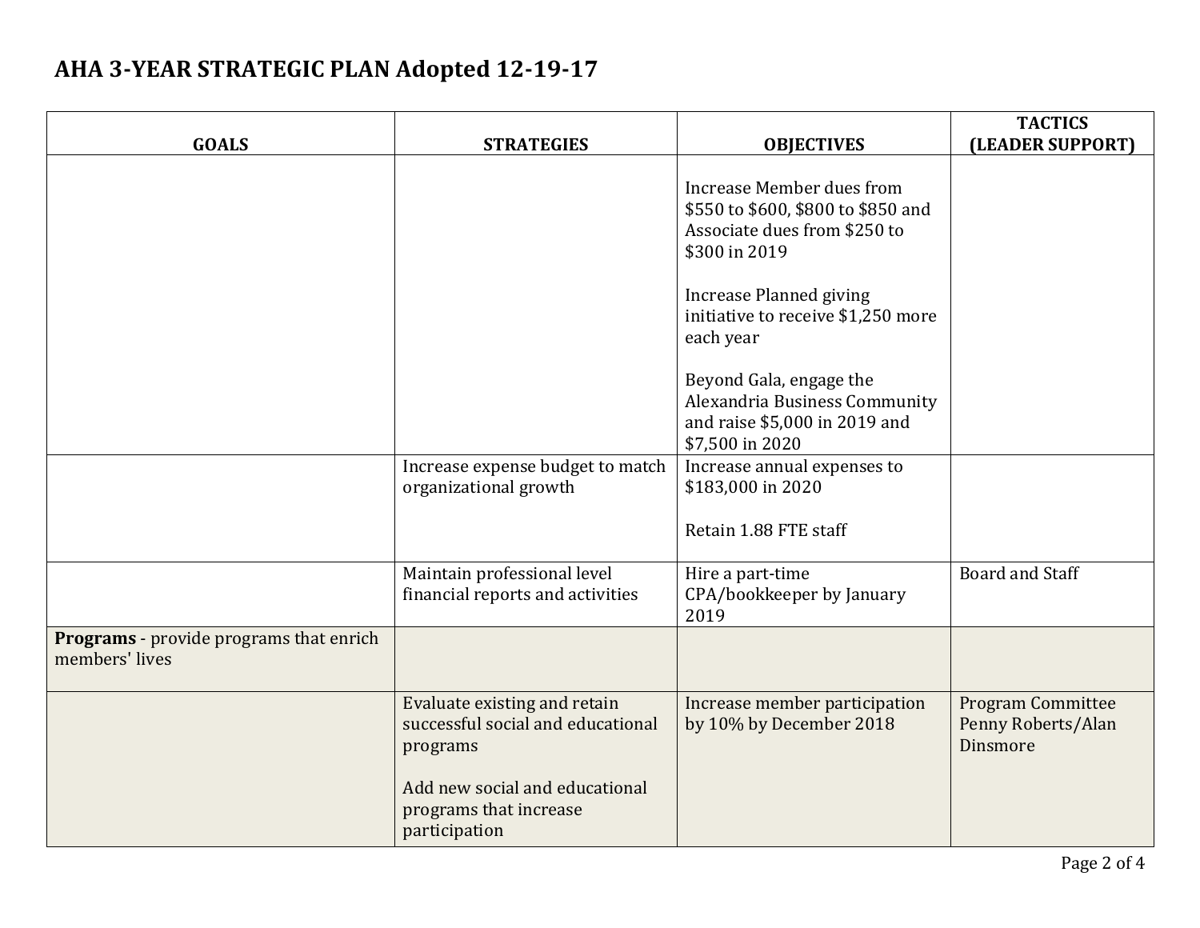# AHA 3-YEAR STRATEGIC PLAN Adopted 12-19-17

| GOALS | STRATEGIES | OBJECTIVES | TACTICS (LEADER SUPPORT) |
|---|---|---|---|
| | | Increase Member dues from $550 to $600, $800 to $850 and Associate dues from $250 to $300 in 2019<br><br>Increase Planned giving initiative to receive $1,250 more each year<br><br>Beyond Gala, engage the Alexandria Business Community and raise $5,000 in 2019 and $7,500 in 2020 | |
| | Increase expense budget to match organizational growth | Increase annual expenses to $183,000 in 2020<br><br>Retain 1.88 FTE staff | |
| | Maintain professional level financial reports and activities | Hire a part-time CPA/bookkeeper by January 2019 | Board and Staff |
| **Programs** - provide programs that enrich members' lives | | | |
| | Evaluate existing and retain successful social and educational programs<br><br>Add new social and educational programs that increase participation | Increase member participation by 10% by December 2018 | Program Committee Penny Roberts/Alan Dinsmore |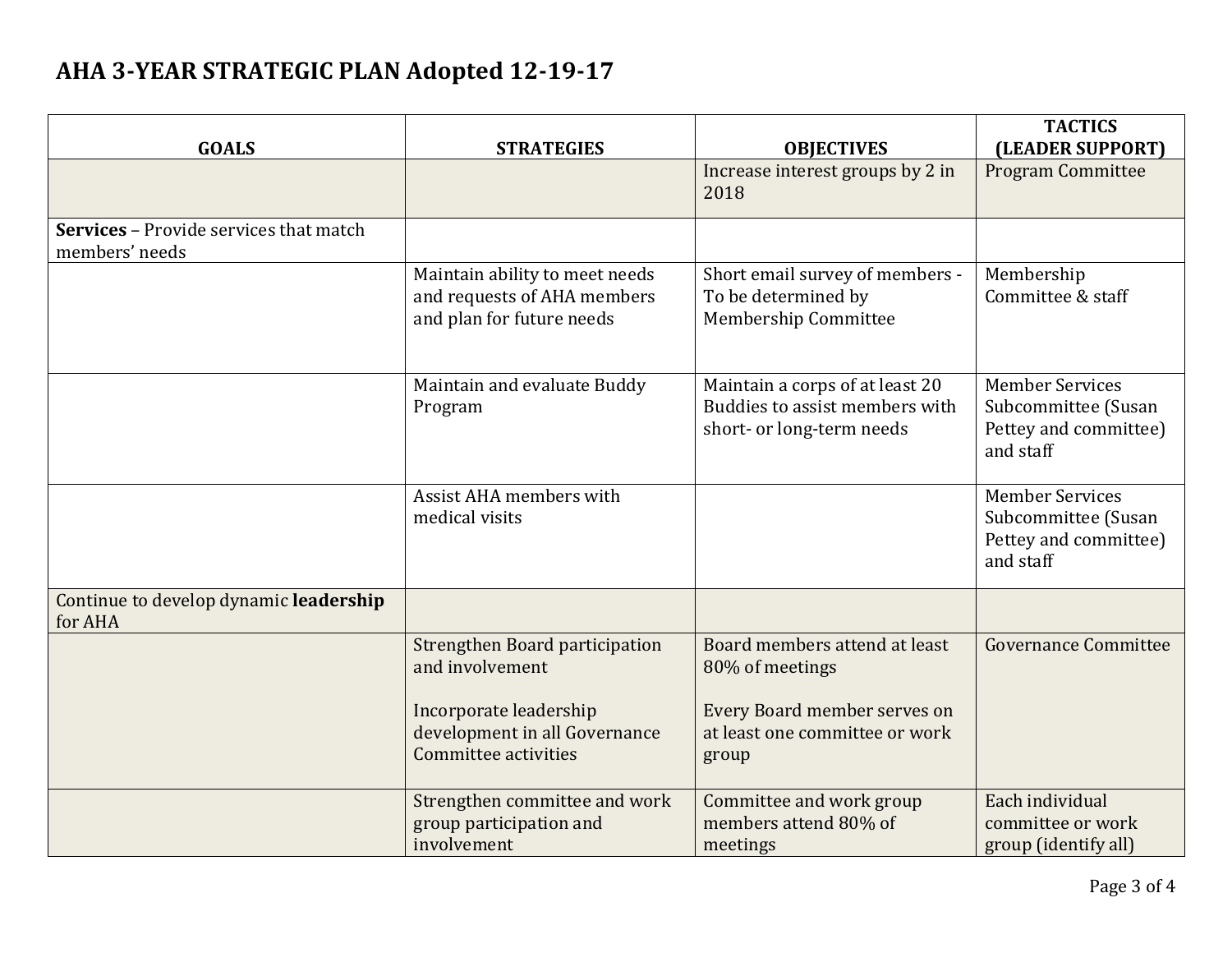# AHA 3-YEAR STRATEGIC PLAN Adopted 12-19-17

| GOALS | STRATEGIES | OBJECTIVES | TACTICS (LEADER SUPPORT) |
|---|---|---|---|
| | | Increase interest groups by 2 in 2018 | Program Committee |
| **Services** – Provide services that match members' needs | | | |
| | Maintain ability to meet needs and requests of AHA members and plan for future needs | Short email survey of members - To be determined by Membership Committee | Membership Committee & staff |
| | Maintain and evaluate Buddy Program | Maintain a corps of at least 20 Buddies to assist members with short- or long-term needs | Member Services Subcommittee (Susan Pettey and committee) and staff |
| | Assist AHA members with medical visits | | Member Services Subcommittee (Susan Pettey and committee) and staff |
| Continue to develop dynamic **leadership** for AHA | | | |
| | Strengthen Board participation and involvement<br><br>Incorporate leadership development in all Governance Committee activities | Board members attend at least 80% of meetings<br><br>Every Board member serves on at least one committee or work group | Governance Committee |
| | Strengthen committee and work group participation and involvement | Committee and work group members attend 80% of meetings | Each individual committee or work group (identify all) |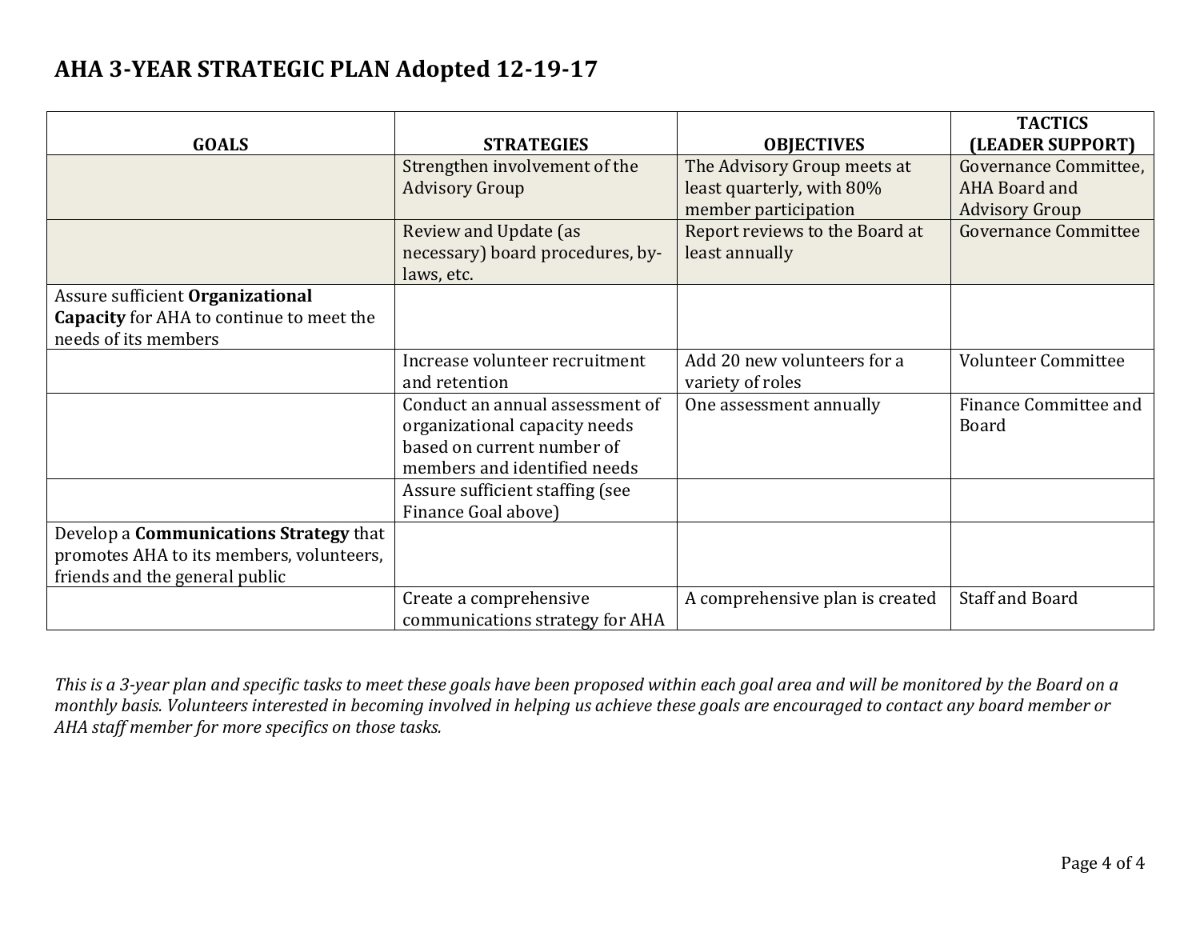# AHA 3-YEAR STRATEGIC PLAN Adopted 12-19-17

| GOALS | STRATEGIES | OBJECTIVES | TACTICS (LEADER SUPPORT) |
|---|---|---|---|
| | Strengthen involvement of the Advisory Group | The Advisory Group meets at least quarterly, with 80% member participation | Governance Committee, AHA Board and Advisory Group |
| | Review and Update (as necessary) board procedures, by-laws, etc. | Report reviews to the Board at least annually | Governance Committee |
| Assure sufficient **Organizational Capacity** for AHA to continue to meet the needs of its members | | | |
| | Increase volunteer recruitment and retention | Add 20 new volunteers for a variety of roles | Volunteer Committee |
| | Conduct an annual assessment of organizational capacity needs based on current number of members and identified needs | One assessment annually | Finance Committee and Board |
| | Assure sufficient staffing (see Finance Goal above) | | |
| Develop a **Communications Strategy** that promotes AHA to its members, volunteers, friends and the general public | | | |
| | Create a comprehensive communications strategy for AHA | A comprehensive plan is created | Staff and Board |

*This is a 3-year plan and specific tasks to meet these goals have been proposed within each goal area and will be monitored by the Board on a monthly basis. Volunteers interested in becoming involved in helping us achieve these goals are encouraged to contact any board member or AHA staff member for more specifics on those tasks.*